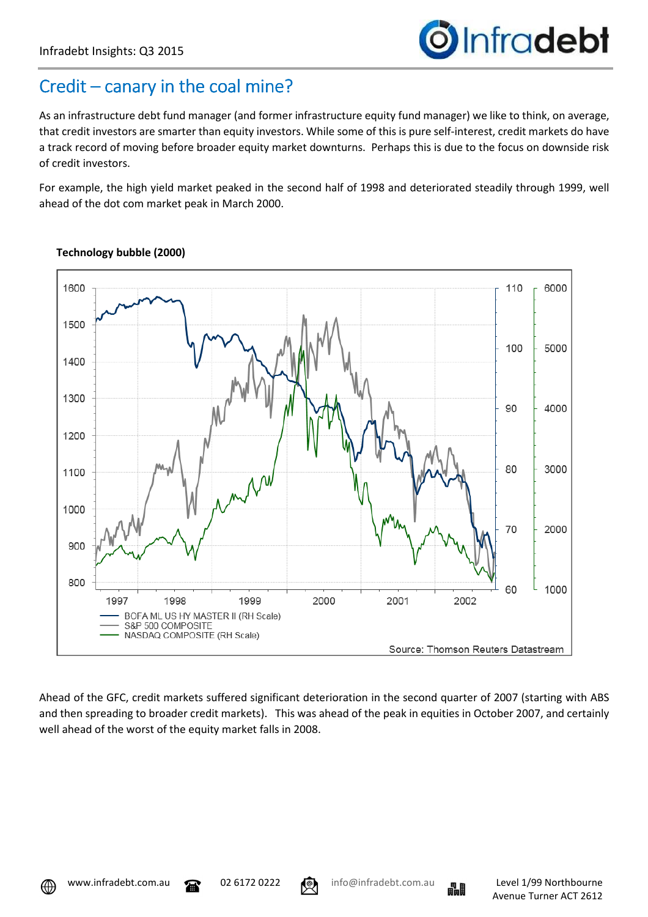## Credit – canary in the coal mine?

As an infrastructure debt fund manager (and former infrastructure equity fund manager) we like to think, on average, that credit investors are smarter than equity investors. While some of this is pure self-interest, credit markets do have a track record of moving before broader equity market downturns. Perhaps this is due to the focus on downside risk of credit investors.

For example, the high yield market peaked in the second half of 1998 and deteriorated steadily through 1999, well ahead of the dot com market peak in March 2000.

**Technology bubble (2000)**

Ahead of the GFC, credit markets suffered significant deterioration in the second quarter of 2007 (starting with ABS and then spreading to broader credit markets). This was ahead of the peak in equities in October 2007, and certainly well ahead of the worst of the equity market falls in 2008.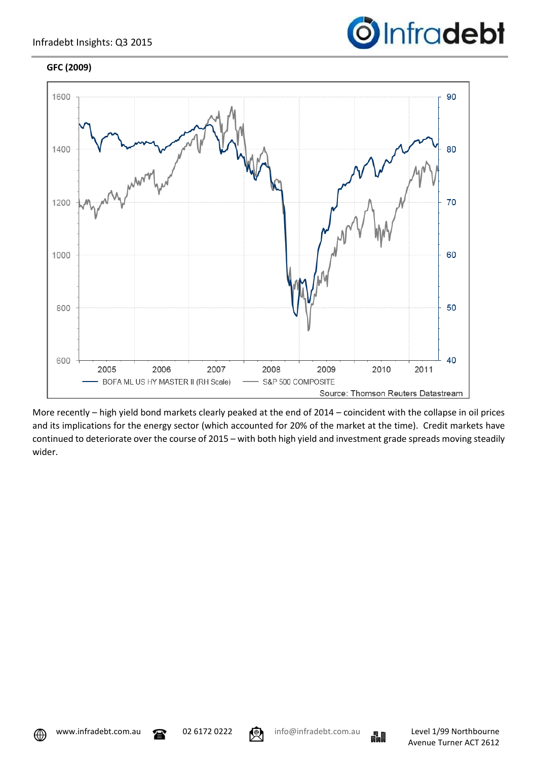**GFC (2009)**

More recently – high yield bond markets clearly peaked at the end of 2014 – coincident with the collapse in oil prices and its implications for the energy sector (which accounted for 20% of the market at the time). Credit markets have continued to deteriorate over the course of 2015 – with both high yield and investment grade spreads moving steadily wider.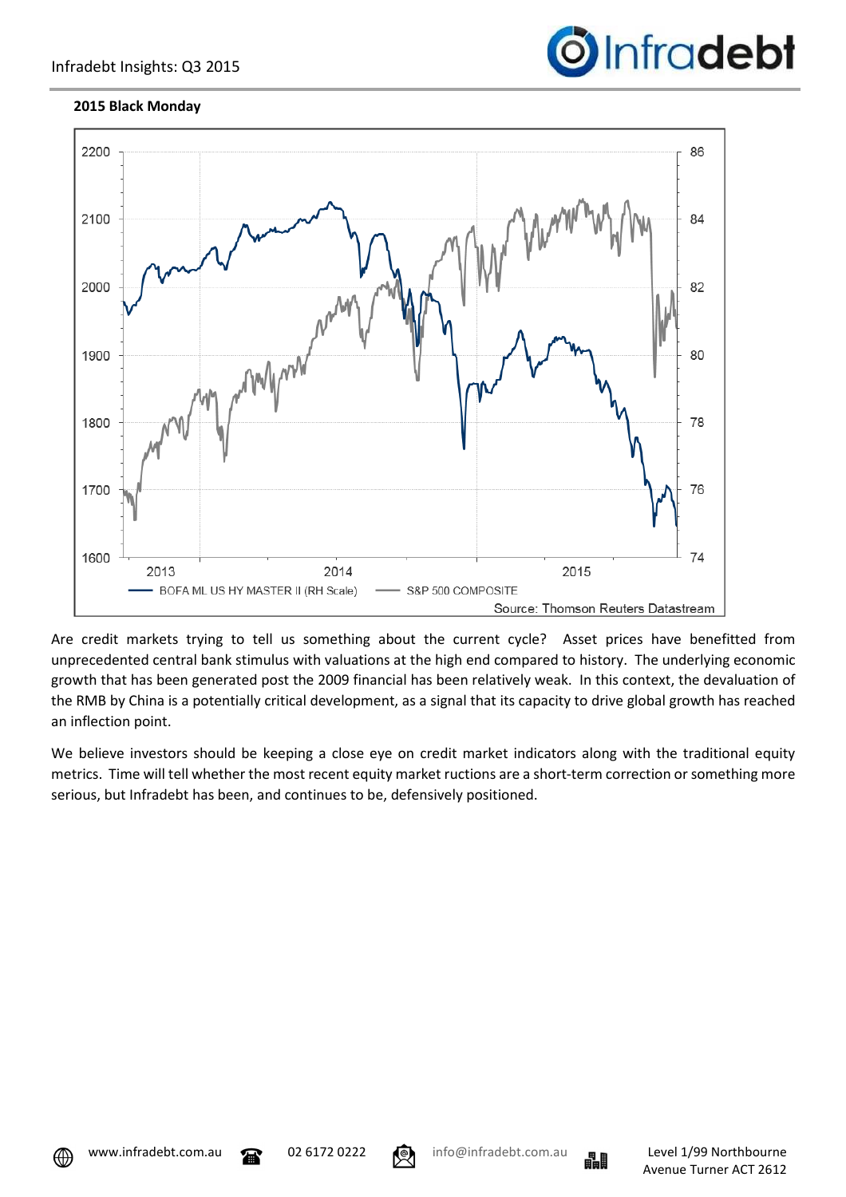**2015 Black Monday**

2200
2100
2000
1900
1800
1700
1600

86
84
82
80
78
76
74

2013
2014
2015

BOFA ML US HY MASTER II (RH Scale)
S&P 500 COMPOSITE

Source: Thomson Reuters Datastream

Are credit markets trying to tell us something about the current cycle? Asset prices have benefitted from unprecedented central bank stimulus with valuations at the high end compared to history. The underlying economic growth that has been generated post the 2009 financial has been relatively weak. In this context, the devaluation of the RMB by China is a potentially critical development, as a signal that its capacity to drive global growth has reached an inflection point.

We believe investors should be keeping a close eye on credit market indicators along with the traditional equity metrics. Time will tell whether the most recent equity market ructions are a short-term correction or something more serious, but Infradebt has been, and continues to be, defensively positioned.